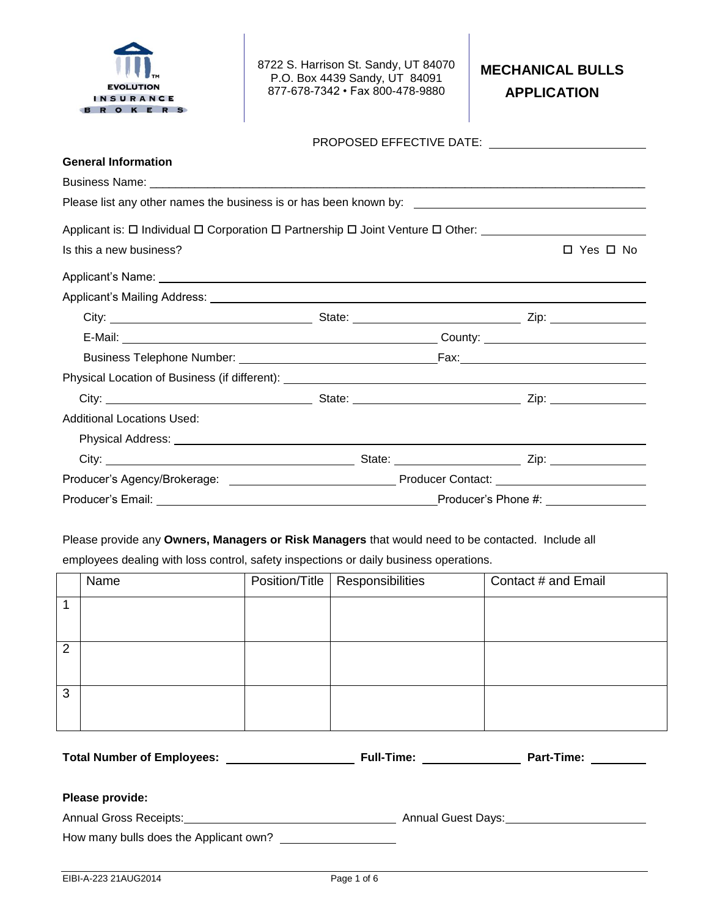EVOLUTION INSURANCE BROKERS

8722 S. Harrison St. Sandy, UT 84070
P.O. Box 4439 Sandy, UT 84091
877-678-7342 • Fax 800-478-9880

# MECHANICAL BULLS APPLICATION

PROPOSED EFFECTIVE DATE: ______________________

**General Information**

Business Name: ______________________________________________

Please list any other names the business is or has been known by: ______________________

Applicant is: ☐ Individual ☐ Corporation ☐ Partnership ☐ Joint Venture ☐ Other: ______________

Is this a new business? ☐ Yes ☐ No

Applicant's Name: ______________________________________________

Applicant's Mailing Address: ______________________________________________

City: ______________ State: ______________ Zip: ______________

E-Mail: ______________________ County: ______________

Business Telephone Number: ______________________ Fax: ______________

Physical Location of Business (if different): ______________________________

City: ______________ State: ______________ Zip: ______________

Additional Locations Used:

Physical Address: ______________________________________________

City: ______________ State: ______________ Zip: ______________

Producer's Agency/Brokerage: ______________________ Producer Contact: ______________

Producer's Email: ______________________ Producer's Phone #: ______________

Please provide any **Owners, Managers or Risk Managers** that would need to be contacted. Include all employees dealing with loss control, safety inspections or daily business operations.

| | Name | Position/Title | Responsibilities | Contact # and Email |
|---|---|---|---|---|
| 1 | | | | |
| 2 | | | | |
| 3 | | | | |

**Total Number of Employees:** ______________ **Full-Time:** ______________ **Part-Time:** ______________

**Please provide:**

Annual Gross Receipts: ______________________ Annual Guest Days: ______________________

How many bulls does the Applicant own? ______________

EIBI-A-223 21AUG2014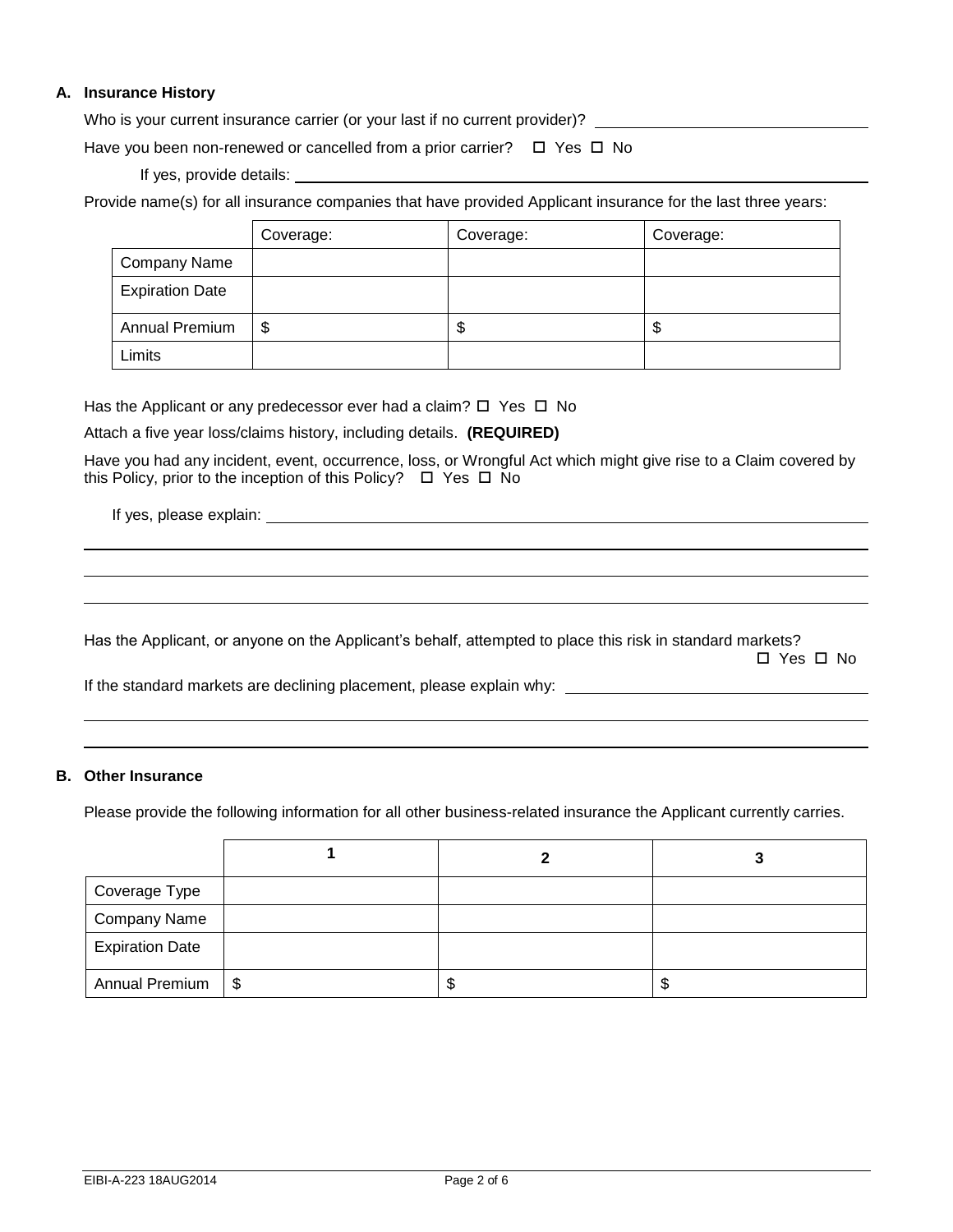## A. Insurance History

Who is your current insurance carrier (or your last if no current provider)? \_\_\_\_\_\_\_\_\_\_\_\_\_\_\_\_\_\_\_\_\_\_\_\_\_\_\_\_\_\_

Have you been non-renewed or cancelled from a prior carrier? ☐ Yes ☐ No

If yes, provide details: \_\_\_\_\_\_\_\_\_\_\_\_\_\_\_\_\_\_\_\_\_\_\_\_\_\_\_\_\_\_\_\_\_\_\_\_\_\_\_\_\_\_\_\_\_\_\_\_\_\_\_\_\_\_\_\_\_\_\_\_

Provide name(s) for all insurance companies that have provided Applicant insurance for the last three years:

| | Coverage: | Coverage: | Coverage: |
|---|---|---|---|
| Company Name | | | |
| Expiration Date | | | |
| Annual Premium | $ | $ | $ |
| Limits | | | |

Has the Applicant or any predecessor ever had a claim? ☐ Yes ☐ No

Attach a five year loss/claims history, including details. **(REQUIRED)**

Have you had any incident, event, occurrence, loss, or Wrongful Act which might give rise to a Claim covered by this Policy, prior to the inception of this Policy? ☐ Yes ☐ No

If yes, please explain: \_\_\_\_\_\_\_\_\_\_\_\_\_\_\_\_\_\_\_\_\_\_\_\_\_\_\_\_\_\_\_\_\_\_\_\_\_\_\_\_\_\_\_\_\_\_\_\_\_\_\_\_\_\_\_\_\_\_\_\_

\_\_\_\_\_\_\_\_\_\_\_\_\_\_\_\_\_\_\_\_\_\_\_\_\_\_\_\_\_\_\_\_\_\_\_\_\_\_\_\_\_\_\_\_\_\_\_\_\_\_\_\_\_\_\_\_\_\_\_\_\_\_\_\_\_\_\_\_\_\_\_\_\_\_\_\_

\_\_\_\_\_\_\_\_\_\_\_\_\_\_\_\_\_\_\_\_\_\_\_\_\_\_\_\_\_\_\_\_\_\_\_\_\_\_\_\_\_\_\_\_\_\_\_\_\_\_\_\_\_\_\_\_\_\_\_\_\_\_\_\_\_\_\_\_\_\_\_\_\_\_\_\_

\_\_\_\_\_\_\_\_\_\_\_\_\_\_\_\_\_\_\_\_\_\_\_\_\_\_\_\_\_\_\_\_\_\_\_\_\_\_\_\_\_\_\_\_\_\_\_\_\_\_\_\_\_\_\_\_\_\_\_\_\_\_\_\_\_\_\_\_\_\_\_\_\_\_\_\_

Has the Applicant, or anyone on the Applicant's behalf, attempted to place this risk in standard markets? ☐ Yes ☐ No

If the standard markets are declining placement, please explain why: \_\_\_\_\_\_\_\_\_\_\_\_\_\_\_\_\_\_\_\_\_\_\_\_\_\_\_\_\_\_

\_\_\_\_\_\_\_\_\_\_\_\_\_\_\_\_\_\_\_\_\_\_\_\_\_\_\_\_\_\_\_\_\_\_\_\_\_\_\_\_\_\_\_\_\_\_\_\_\_\_\_\_\_\_\_\_\_\_\_\_\_\_\_\_\_\_\_\_\_\_\_\_\_\_\_\_

\_\_\_\_\_\_\_\_\_\_\_\_\_\_\_\_\_\_\_\_\_\_\_\_\_\_\_\_\_\_\_\_\_\_\_\_\_\_\_\_\_\_\_\_\_\_\_\_\_\_\_\_\_\_\_\_\_\_\_\_\_\_\_\_\_\_\_\_\_\_\_\_\_\_\_\_

## B. Other Insurance

Please provide the following information for all other business-related insurance the Applicant currently carries.

| | **1** | **2** | **3** |
|---|---|---|---|
| Coverage Type | | | |
| Company Name | | | |
| Expiration Date | | | |
| Annual Premium | $ | $ | $ |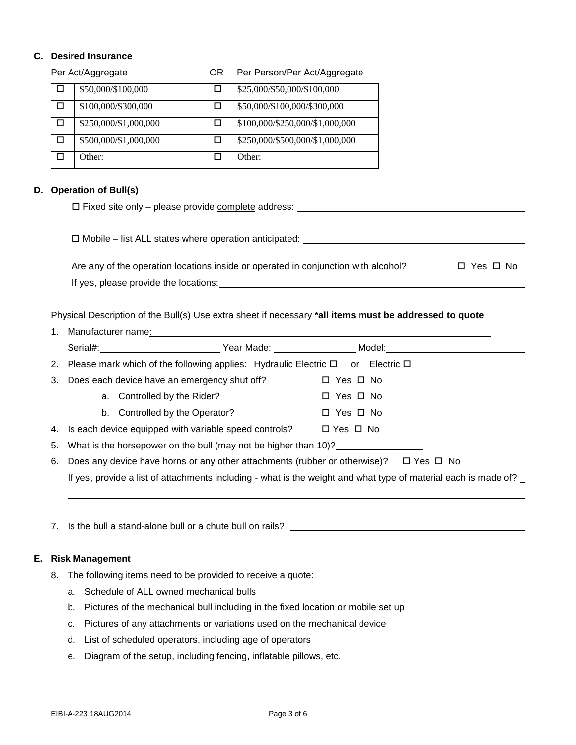### C. Desired Insurance

| | Per Act/Aggregate | OR | Per Person/Per Act/Aggregate |
|---|---|---|---|
| ☐ | $50,000/$100,000 | ☐ | $25,000/$50,000/$100,000 |
| ☐ | $100,000/$300,000 | ☐ | $50,000/$100,000/$300,000 |
| ☐ | $250,000/$1,000,000 | ☐ | $100,000/$250,000/$1,000,000 |
| ☐ | $500,000/$1,000,000 | ☐ | $250,000/$500,000/$1,000,000 |
| ☐ | Other: | ☐ | Other: |

### D. Operation of Bull(s)

☐ Fixed site only – please provide complete address: ____________________

____________________

☐ Mobile – list ALL states where operation anticipated: ____________________

Are any of the operation locations inside or operated in conjunction with alcohol? ☐ Yes ☐ No

If yes, please provide the locations: ____________________

Physical Description of the Bull(s) Use extra sheet if necessary **\*all items must be addressed to quote**

1. Manufacturer name: ____________________
   Serial#: __________ Year Made: __________ Model: __________
2. Please mark which of the following applies: Hydraulic Electric ☐ or Electric ☐
3. Does each device have an emergency shut off? ☐ Yes ☐ No
   a. Controlled by the Rider? ☐ Yes ☐ No
   b. Controlled by the Operator? ☐ Yes ☐ No
4. Is each device equipped with variable speed controls? ☐ Yes ☐ No
5. What is the horsepower on the bull (may not be higher than 10)? __________
6. Does any device have horns or any other attachments (rubber or otherwise)? ☐ Yes ☐ No
   If yes, provide a list of attachments including - what is the weight and what type of material each is made of? __________
   ____________________
   ____________________
7. Is the bull a stand-alone bull or a chute bull on rails? ____________________

### E. Risk Management

8. The following items need to be provided to receive a quote:
   a. Schedule of ALL owned mechanical bulls
   b. Pictures of the mechanical bull including in the fixed location or mobile set up
   c. Pictures of any attachments or variations used on the mechanical device
   d. List of scheduled operators, including age of operators
   e. Diagram of the setup, including fencing, inflatable pillows, etc.

EIBI-A-223 18AUG2014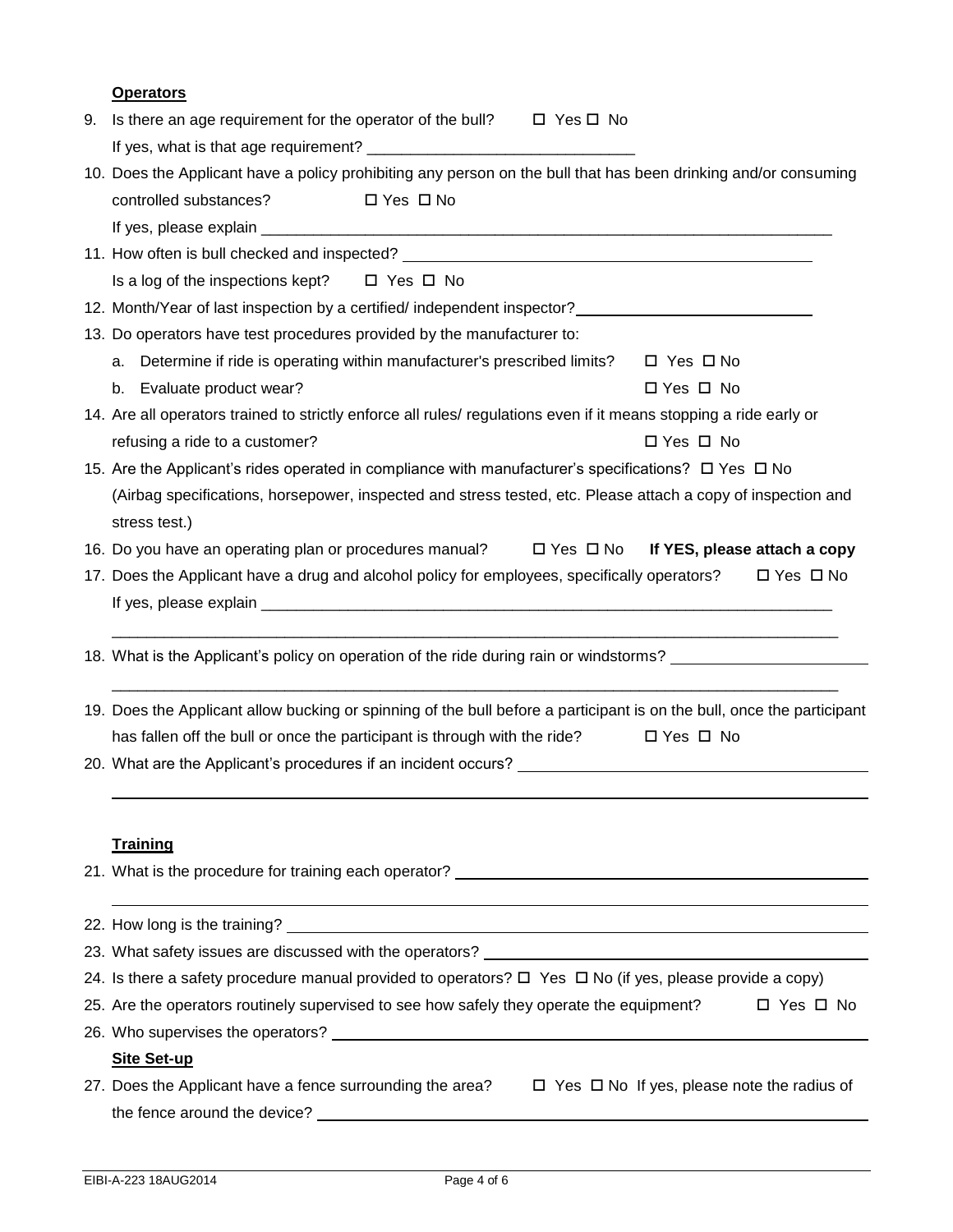**Operators**

9. Is there an age requirement for the operator of the bull? ☐ Yes ☐ No

   If yes, what is that age requirement? ______________________________

10. Does the Applicant have a policy prohibiting any person on the bull that has been drinking and/or consuming controlled substances? ☐ Yes ☐ No

    If yes, please explain ______________________________________________________________________

11. How often is bull checked and inspected? ______________________________________________

    Is a log of the inspections kept? ☐ Yes ☐ No

12. Month/Year of last inspection by a certified/ independent inspector? ___________________________

13. Do operators have test procedures provided by the manufacturer to:

    a. Determine if ride is operating within manufacturer's prescribed limits? ☐ Yes ☐ No

    b. Evaluate product wear? ☐ Yes ☐ No

14. Are all operators trained to strictly enforce all rules/ regulations even if it means stopping a ride early or refusing a ride to a customer? ☐ Yes ☐ No

15. Are the Applicant's rides operated in compliance with manufacturer's specifications? ☐ Yes ☐ No (Airbag specifications, horsepower, inspected and stress tested, etc. Please attach a copy of inspection and stress test.)

16. Do you have an operating plan or procedures manual? ☐ Yes ☐ No **If YES, please attach a copy**

17. Does the Applicant have a drug and alcohol policy for employees, specifically operators? ☐ Yes ☐ No

    If yes, please explain ______________________________________________________________________

    _____________________________________________________________________________________

18. What is the Applicant's policy on operation of the ride during rain or windstorms? ______________________

    _____________________________________________________________________________________

19. Does the Applicant allow bucking or spinning of the bull before a participant is on the bull, once the participant has fallen off the bull or once the participant is through with the ride? ☐ Yes ☐ No

20. What are the Applicant's procedures if an incident occurs? ________________________________________

    _____________________________________________________________________________________

**Training**

21. What is the procedure for training each operator? _____________________________________________

    _____________________________________________________________________________________

22. How long is the training? _________________________________________________________________

23. What safety issues are discussed with the operators? ___________________________________________

24. Is there a safety procedure manual provided to operators? ☐ Yes ☐ No (if yes, please provide a copy)

25. Are the operators routinely supervised to see how safely they operate the equipment? ☐ Yes ☐ No

26. Who supervises the operators? _____________________________________________________________

**Site Set-up**

27. Does the Applicant have a fence surrounding the area? ☐ Yes ☐ No If yes, please note the radius of the fence around the device? ______________________________________________________________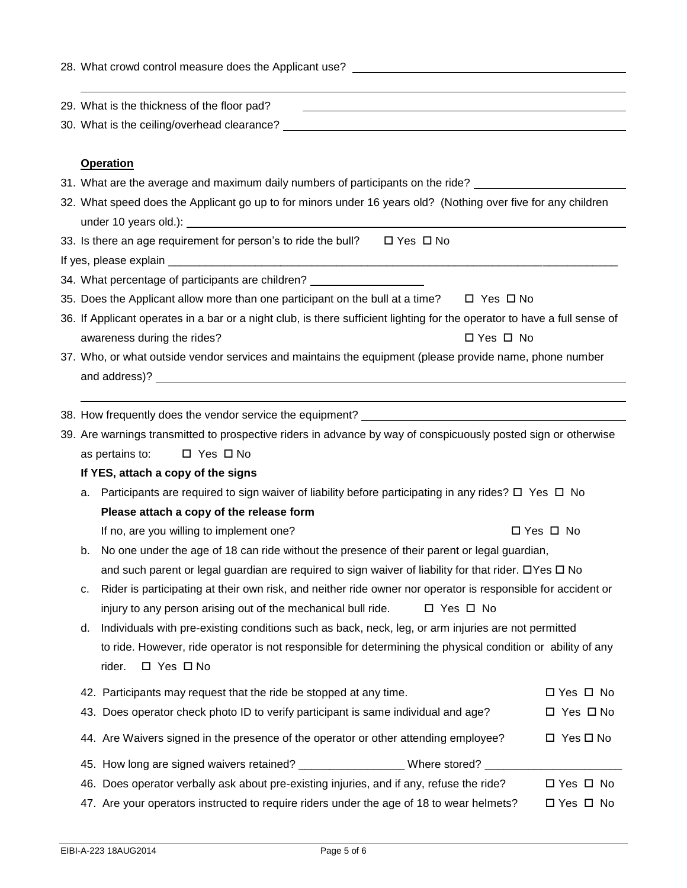28. What crowd control measure does the Applicant use? ______________________________________________

______________________________________________________________________________

29. What is the thickness of the floor pad? ______________________________________________

30. What is the ceiling/overhead clearance? ______________________________________________

**Operation**

31. What are the average and maximum daily numbers of participants on the ride? ________________________

32. What speed does the Applicant go up to for minors under 16 years old? (Nothing over five for any children under 10 years old.): ______________________________________________

33. Is there an age requirement for person's to ride the bull? ☐ Yes ☐ No

If yes, please explain ______________________________________________________________________

34. What percentage of participants are children? __________________

35. Does the Applicant allow more than one participant on the bull at a time? ☐ Yes ☐ No

36. If Applicant operates in a bar or a night club, is there sufficient lighting for the operator to have a full sense of awareness during the rides? ☐ Yes ☐ No

37. Who, or what outside vendor services and maintains the equipment (please provide name, phone number and address)? ______________________________________________

______________________________________________________________________________

38. How frequently does the vendor service the equipment? ______________________________________________

39. Are warnings transmitted to prospective riders in advance by way of conspicuously posted sign or otherwise as pertains to: ☐ Yes ☐ No

**If YES, attach a copy of the signs**

a. Participants are required to sign waiver of liability before participating in any rides? ☐ Yes ☐ No
   **Please attach a copy of the release form**
   If no, are you willing to implement one? ☐ Yes ☐ No

b. No one under the age of 18 can ride without the presence of their parent or legal guardian, and such parent or legal guardian are required to sign waiver of liability for that rider. ☐Yes ☐ No

c. Rider is participating at their own risk, and neither ride owner nor operator is responsible for accident or injury to any person arising out of the mechanical bull ride. ☐ Yes ☐ No

d. Individuals with pre-existing conditions such as back, neck, leg, or arm injuries are not permitted to ride. However, ride operator is not responsible for determining the physical condition or ability of any rider. ☐ Yes ☐ No

42. Participants may request that the ride be stopped at any time. ☐ Yes ☐ No

43. Does operator check photo ID to verify participant is same individual and age? ☐ Yes ☐ No

44. Are Waivers signed in the presence of the operator or other attending employee? ☐ Yes ☐ No

45. How long are signed waivers retained? _________________ Where stored? ______________________

46. Does operator verbally ask about pre-existing injuries, and if any, refuse the ride? ☐ Yes ☐ No

47. Are your operators instructed to require riders under the age of 18 to wear helmets? ☐ Yes ☐ No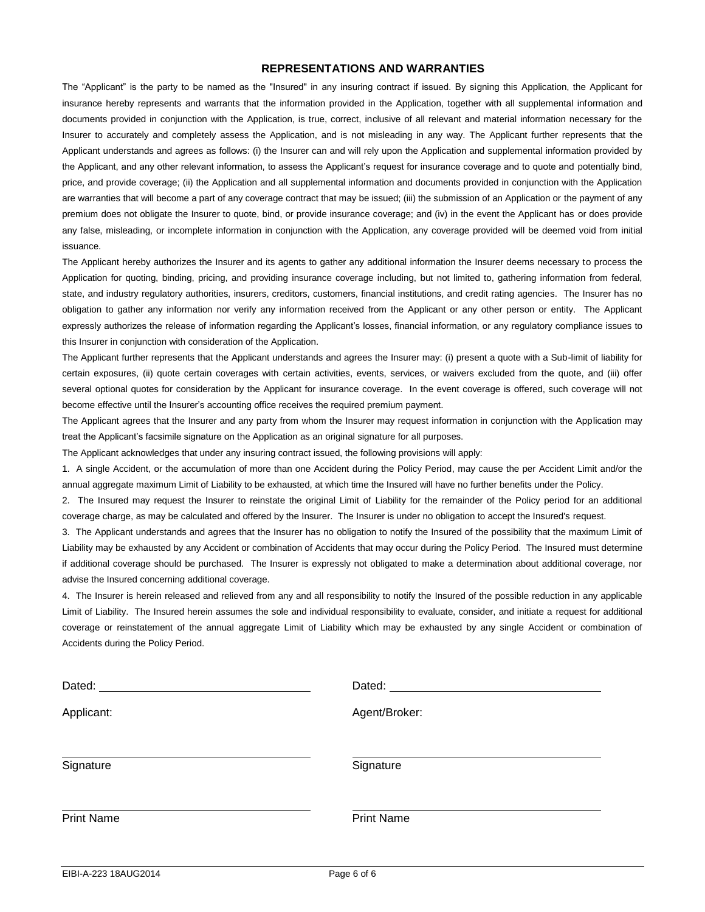## REPRESENTATIONS AND WARRANTIES

The "Applicant" is the party to be named as the "Insured" in any insuring contract if issued. By signing this Application, the Applicant for insurance hereby represents and warrants that the information provided in the Application, together with all supplemental information and documents provided in conjunction with the Application, is true, correct, inclusive of all relevant and material information necessary for the Insurer to accurately and completely assess the Application, and is not misleading in any way. The Applicant further represents that the Applicant understands and agrees as follows: (i) the Insurer can and will rely upon the Application and supplemental information provided by the Applicant, and any other relevant information, to assess the Applicant's request for insurance coverage and to quote and potentially bind, price, and provide coverage; (ii) the Application and all supplemental information and documents provided in conjunction with the Application are warranties that will become a part of any coverage contract that may be issued; (iii) the submission of an Application or the payment of any premium does not obligate the Insurer to quote, bind, or provide insurance coverage; and (iv) in the event the Applicant has or does provide any false, misleading, or incomplete information in conjunction with the Application, any coverage provided will be deemed void from initial issuance.

The Applicant hereby authorizes the Insurer and its agents to gather any additional information the Insurer deems necessary to process the Application for quoting, binding, pricing, and providing insurance coverage including, but not limited to, gathering information from federal, state, and industry regulatory authorities, insurers, creditors, customers, financial institutions, and credit rating agencies. The Insurer has no obligation to gather any information nor verify any information received from the Applicant or any other person or entity. The Applicant expressly authorizes the release of information regarding the Applicant's losses, financial information, or any regulatory compliance issues to this Insurer in conjunction with consideration of the Application.

The Applicant further represents that the Applicant understands and agrees the Insurer may: (i) present a quote with a Sub-limit of liability for certain exposures, (ii) quote certain coverages with certain activities, events, services, or waivers excluded from the quote, and (iii) offer several optional quotes for consideration by the Applicant for insurance coverage. In the event coverage is offered, such coverage will not become effective until the Insurer's accounting office receives the required premium payment.

The Applicant agrees that the Insurer and any party from whom the Insurer may request information in conjunction with the Application may treat the Applicant's facsimile signature on the Application as an original signature for all purposes.

The Applicant acknowledges that under any insuring contract issued, the following provisions will apply:

1. A single Accident, or the accumulation of more than one Accident during the Policy Period, may cause the per Accident Limit and/or the annual aggregate maximum Limit of Liability to be exhausted, at which time the Insured will have no further benefits under the Policy.
2. The Insured may request the Insurer to reinstate the original Limit of Liability for the remainder of the Policy period for an additional coverage charge, as may be calculated and offered by the Insurer. The Insurer is under no obligation to accept the Insured's request.
3. The Applicant understands and agrees that the Insurer has no obligation to notify the Insured of the possibility that the maximum Limit of Liability may be exhausted by any Accident or combination of Accidents that may occur during the Policy Period. The Insured must determine if additional coverage should be purchased. The Insurer is expressly not obligated to make a determination about additional coverage, nor advise the Insured concerning additional coverage.
4. The Insurer is herein released and relieved from any and all responsibility to notify the Insured of the possible reduction in any applicable Limit of Liability. The Insured herein assumes the sole and individual responsibility to evaluate, consider, and initiate a request for additional coverage or reinstatement of the annual aggregate Limit of Liability which may be exhausted by any single Accident or combination of Accidents during the Policy Period.

Dated: ______________________________

Applicant:

______________________________
Signature

______________________________
Print Name

Dated: ______________________________

Agent/Broker:

______________________________
Signature

______________________________
Print Name

EIBI-A-223 18AUG2014